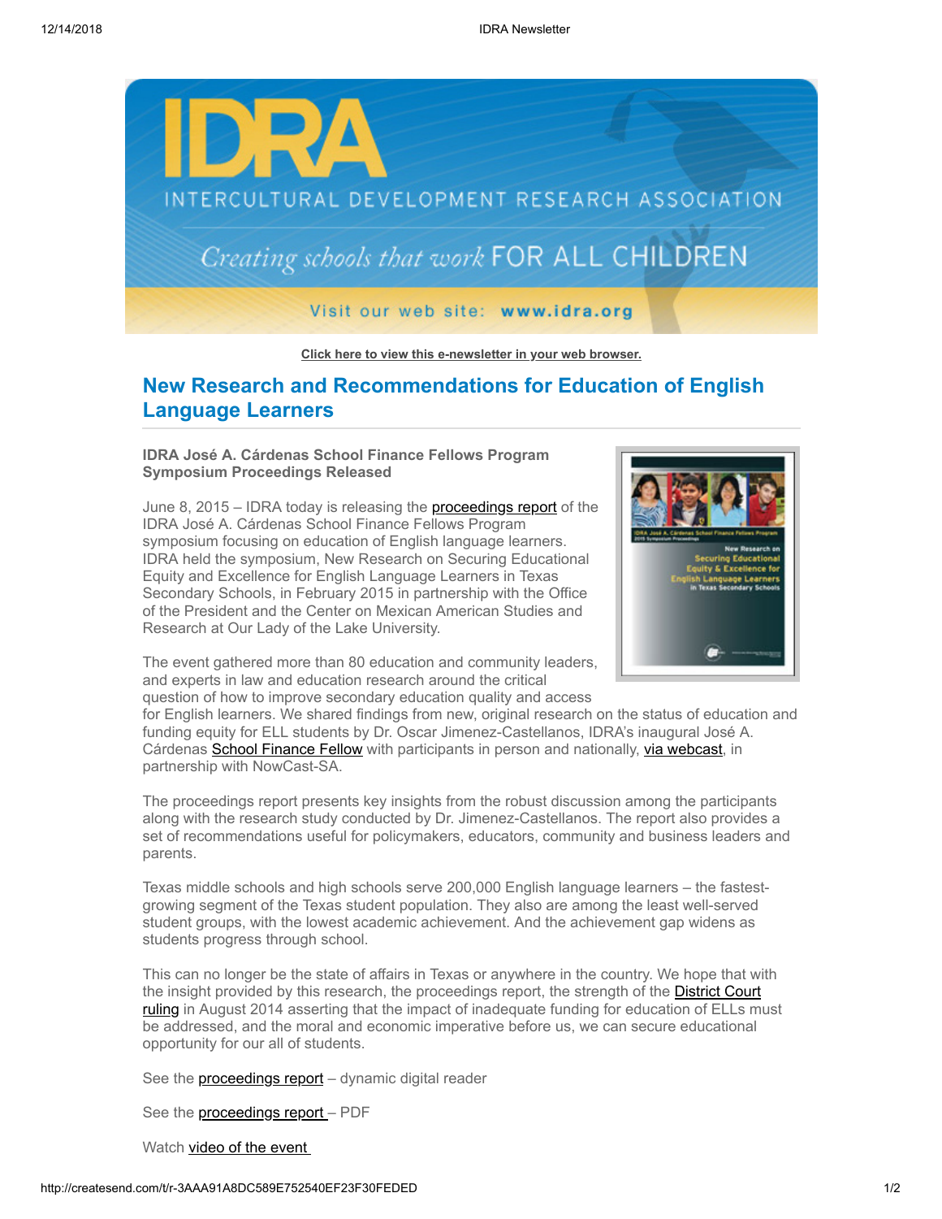Click here to view this e-newsletter in your web browser.

## New Research and Recommendations for Education of English Language Learners

**IDRA José A. Cárdenas School Finance Fellows Program Symposium Proceedings Released**

June 8, 2015 – IDRA today is releasing the proceedings report of the IDRA José A. Cárdenas School Finance Fellows Program symposium focusing on education of English language learners. IDRA held the symposium, New Research on Securing Educational Equity and Excellence for English Language Learners in Texas Secondary Schools, in February 2015 in partnership with the Office of the President and the Center on Mexican American Studies and Research at Our Lady of the Lake University.

The event gathered more than 80 education and community leaders, and experts in law and education research around the critical question of how to improve secondary education quality and access for English learners. We shared findings from new, original research on the status of education and funding equity for ELL students by Dr. Oscar Jimenez-Castellanos, IDRA's inaugural José A. Cárdenas School Finance Fellow with participants in person and nationally, via webcast, in partnership with NowCast-SA.

The proceedings report presents key insights from the robust discussion among the participants along with the research study conducted by Dr. Jimenez-Castellanos. The report also provides a set of recommendations useful for policymakers, educators, community and business leaders and parents.

Texas middle schools and high schools serve 200,000 English language learners – the fastest-growing segment of the Texas student population. They also are among the least well-served student groups, with the lowest academic achievement. And the achievement gap widens as students progress through school.

This can no longer be the state of affairs in Texas or anywhere in the country. We hope that with the insight provided by this research, the proceedings report, the strength of the District Court ruling in August 2014 asserting that the impact of inadequate funding for education of ELLs must be addressed, and the moral and economic imperative before us, we can secure educational opportunity for our all of students.

See the proceedings report – dynamic digital reader

See the proceedings report – PDF

Watch video of the event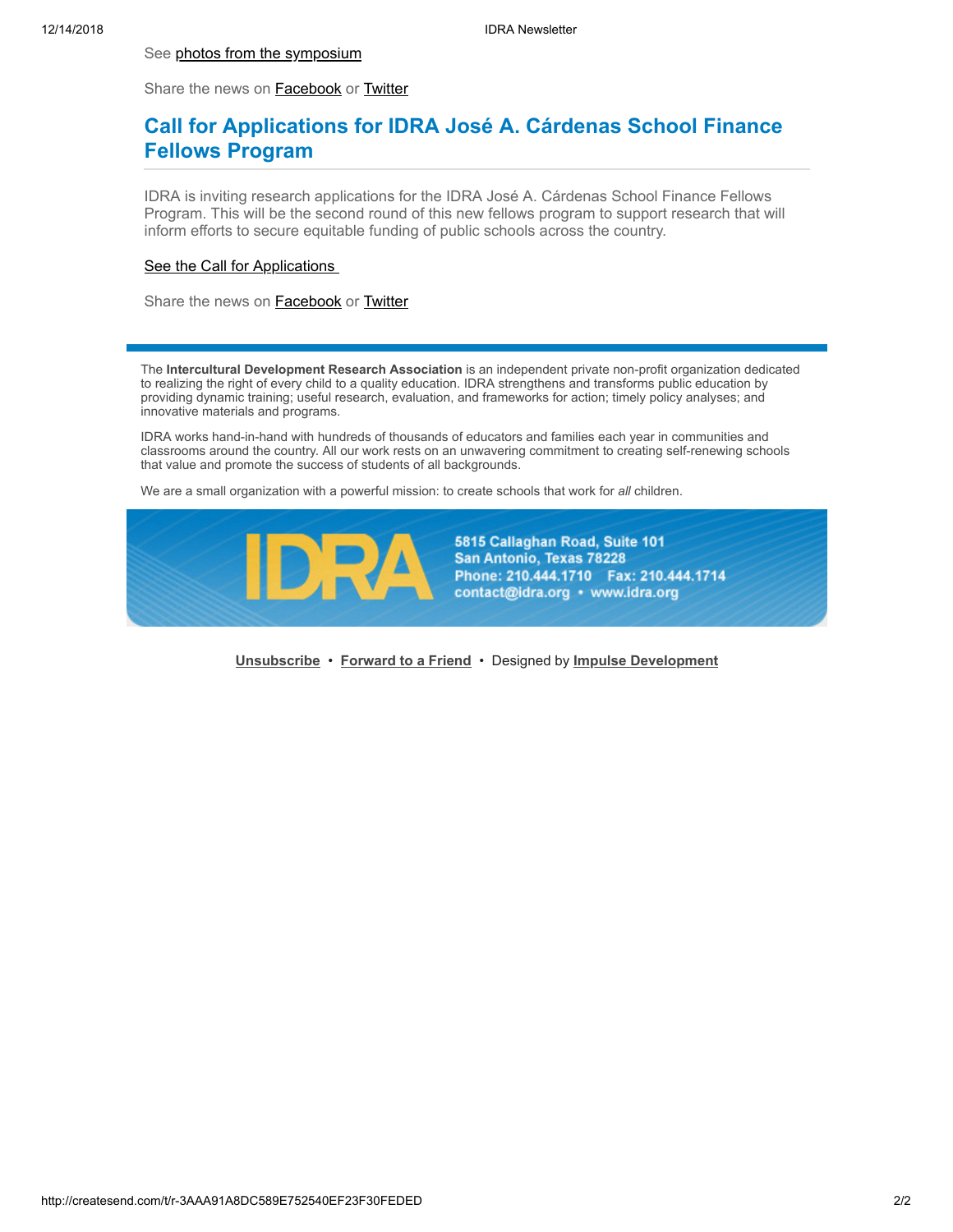See photos from the symposium

Share the news on Facebook or Twitter

## Call for Applications for IDRA José A. Cárdenas School Finance Fellows Program

IDRA is inviting research applications for the IDRA José A. Cárdenas School Finance Fellows Program. This will be the second round of this new fellows program to support research that will inform efforts to secure equitable funding of public schools across the country.

See the Call for Applications

Share the news on Facebook or Twitter

---

The **Intercultural Development Research Association** is an independent private non-profit organization dedicated to realizing the right of every child to a quality education. IDRA strengthens and transforms public education by providing dynamic training; useful research, evaluation, and frameworks for action; timely policy analyses; and innovative materials and programs.

IDRA works hand-in-hand with hundreds of thousands of educators and families each year in communities and classrooms around the country. All our work rests on an unwavering commitment to creating self-renewing schools that value and promote the success of students of all backgrounds.

We are a small organization with a powerful mission: to create schools that work for *all* children.

IDRA

5815 Callaghan Road, Suite 101
San Antonio, Texas 78228
Phone: 210.444.1710 Fax: 210.444.1714
contact@idra.org • www.idra.org

**Unsubscribe** • **Forward to a Friend** • Designed by **Impulse Development**